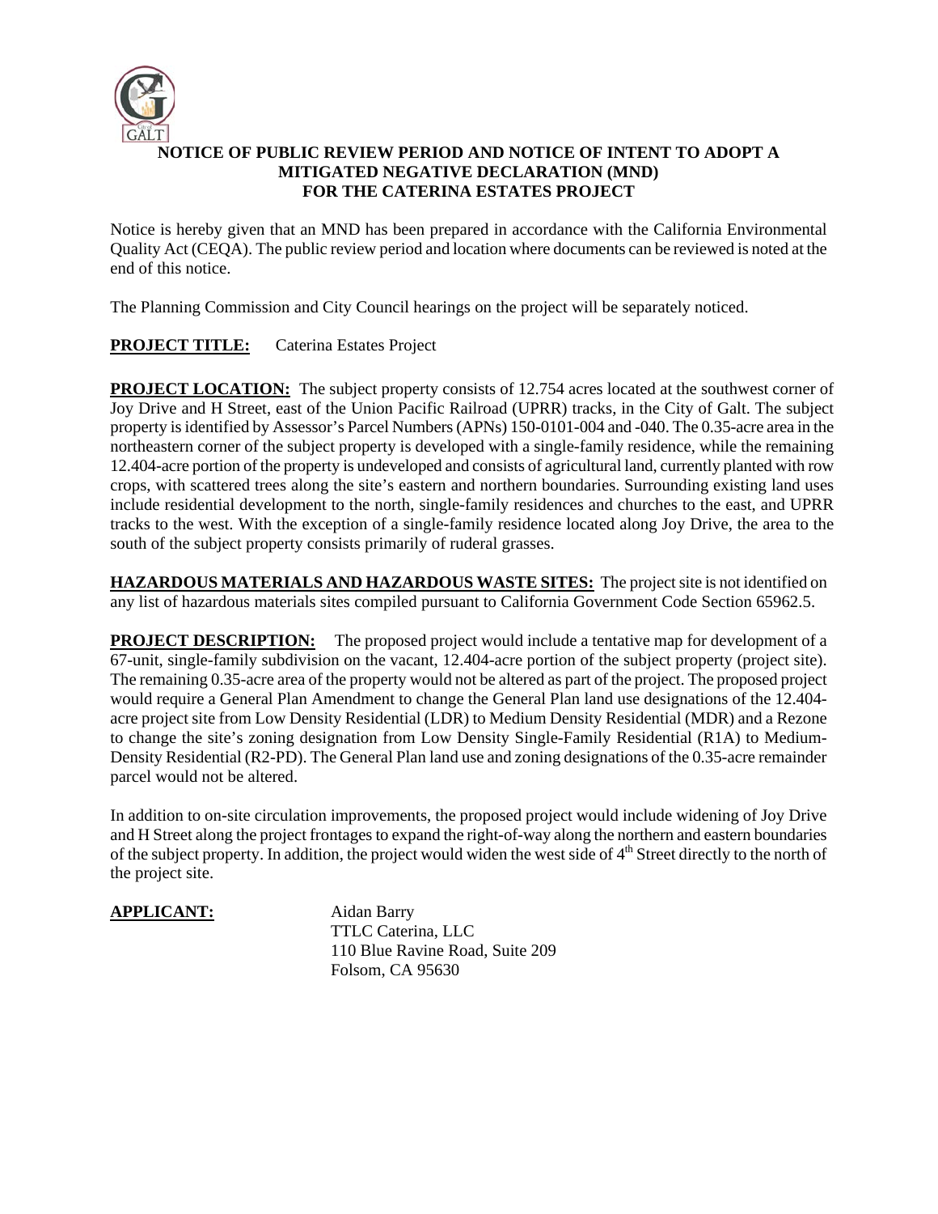# NOTICE OF PUBLIC REVIEW PERIOD AND NOTICE OF INTENT TO ADOPT A MITIGATED NEGATIVE DECLARATION (MND) FOR THE CATERINA ESTATES PROJECT

Notice is hereby given that an MND has been prepared in accordance with the California Environmental Quality Act (CEQA). The public review period and location where documents can be reviewed is noted at the end of this notice.

The Planning Commission and City Council hearings on the project will be separately noticed.

**PROJECT TITLE:** Caterina Estates Project

**PROJECT LOCATION:** The subject property consists of 12.754 acres located at the southwest corner of Joy Drive and H Street, east of the Union Pacific Railroad (UPRR) tracks, in the City of Galt. The subject property is identified by Assessor's Parcel Numbers (APNs) 150-0101-004 and -040. The 0.35-acre area in the northeastern corner of the subject property is developed with a single-family residence, while the remaining 12.404-acre portion of the property is undeveloped and consists of agricultural land, currently planted with row crops, with scattered trees along the site's eastern and northern boundaries. Surrounding existing land uses include residential development to the north, single-family residences and churches to the east, and UPRR tracks to the west. With the exception of a single-family residence located along Joy Drive, the area to the south of the subject property consists primarily of ruderal grasses.

**HAZARDOUS MATERIALS AND HAZARDOUS WASTE SITES:** The project site is not identified on any list of hazardous materials sites compiled pursuant to California Government Code Section 65962.5.

**PROJECT DESCRIPTION:** The proposed project would include a tentative map for development of a 67-unit, single-family subdivision on the vacant, 12.404-acre portion of the subject property (project site). The remaining 0.35-acre area of the property would not be altered as part of the project. The proposed project would require a General Plan Amendment to change the General Plan land use designations of the 12.404-acre project site from Low Density Residential (LDR) to Medium Density Residential (MDR) and a Rezone to change the site's zoning designation from Low Density Single-Family Residential (R1A) to Medium-Density Residential (R2-PD). The General Plan land use and zoning designations of the 0.35-acre remainder parcel would not be altered.

In addition to on-site circulation improvements, the proposed project would include widening of Joy Drive and H Street along the project frontages to expand the right-of-way along the northern and eastern boundaries of the subject property. In addition, the project would widen the west side of 4th Street directly to the north of the project site.

**APPLICANT:**

Aidan Barry
TTLC Caterina, LLC
110 Blue Ravine Road, Suite 209
Folsom, CA 95630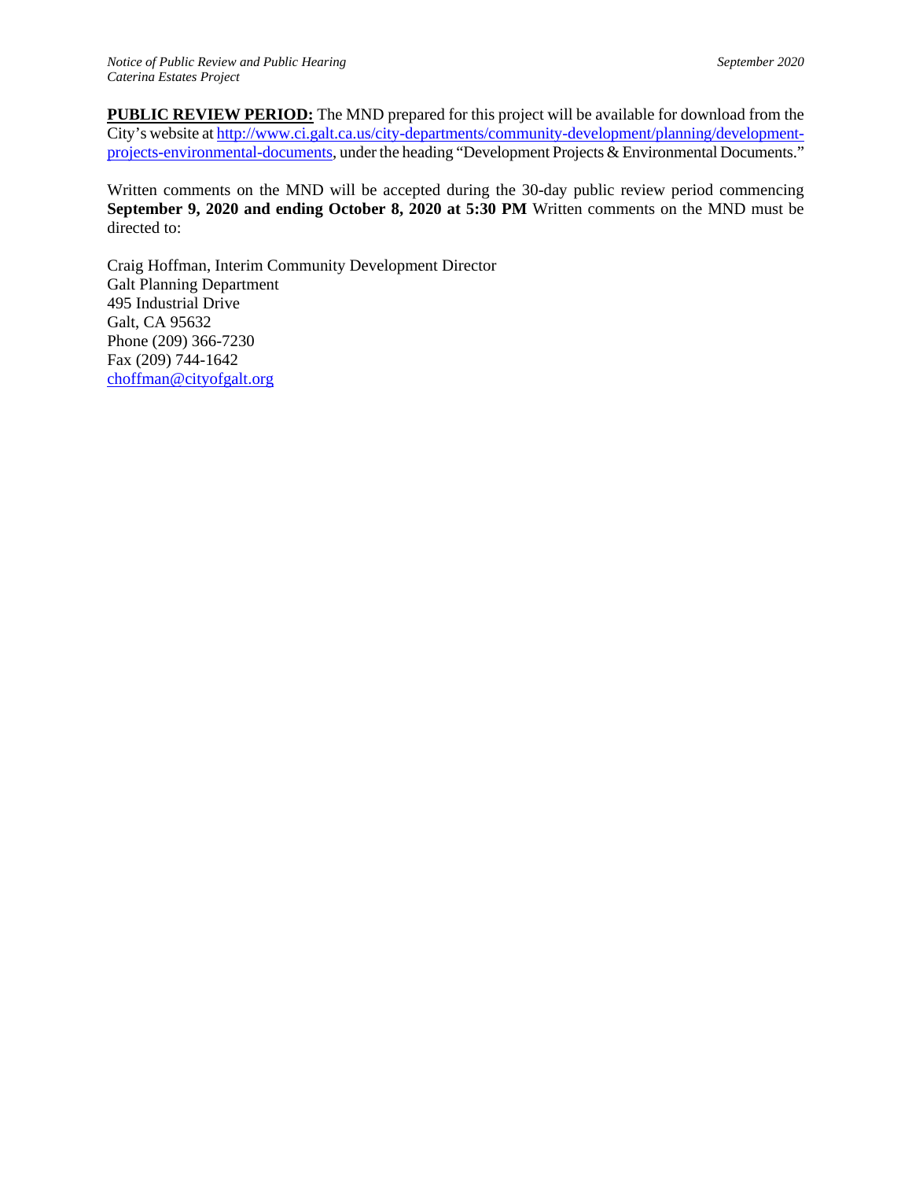**PUBLIC REVIEW PERIOD:** The MND prepared for this project will be available for download from the City's website at http://www.ci.galt.ca.us/city-departments/community-development/planning/development-projects-environmental-documents, under the heading "Development Projects & Environmental Documents."

Written comments on the MND will be accepted during the 30-day public review period commencing **September 9, 2020 and ending October 8, 2020 at 5:30 PM** Written comments on the MND must be directed to:

Craig Hoffman, Interim Community Development Director
Galt Planning Department
495 Industrial Drive
Galt, CA 95632
Phone (209) 366-7230
Fax (209) 744-1642
choffman@cityofgalt.org